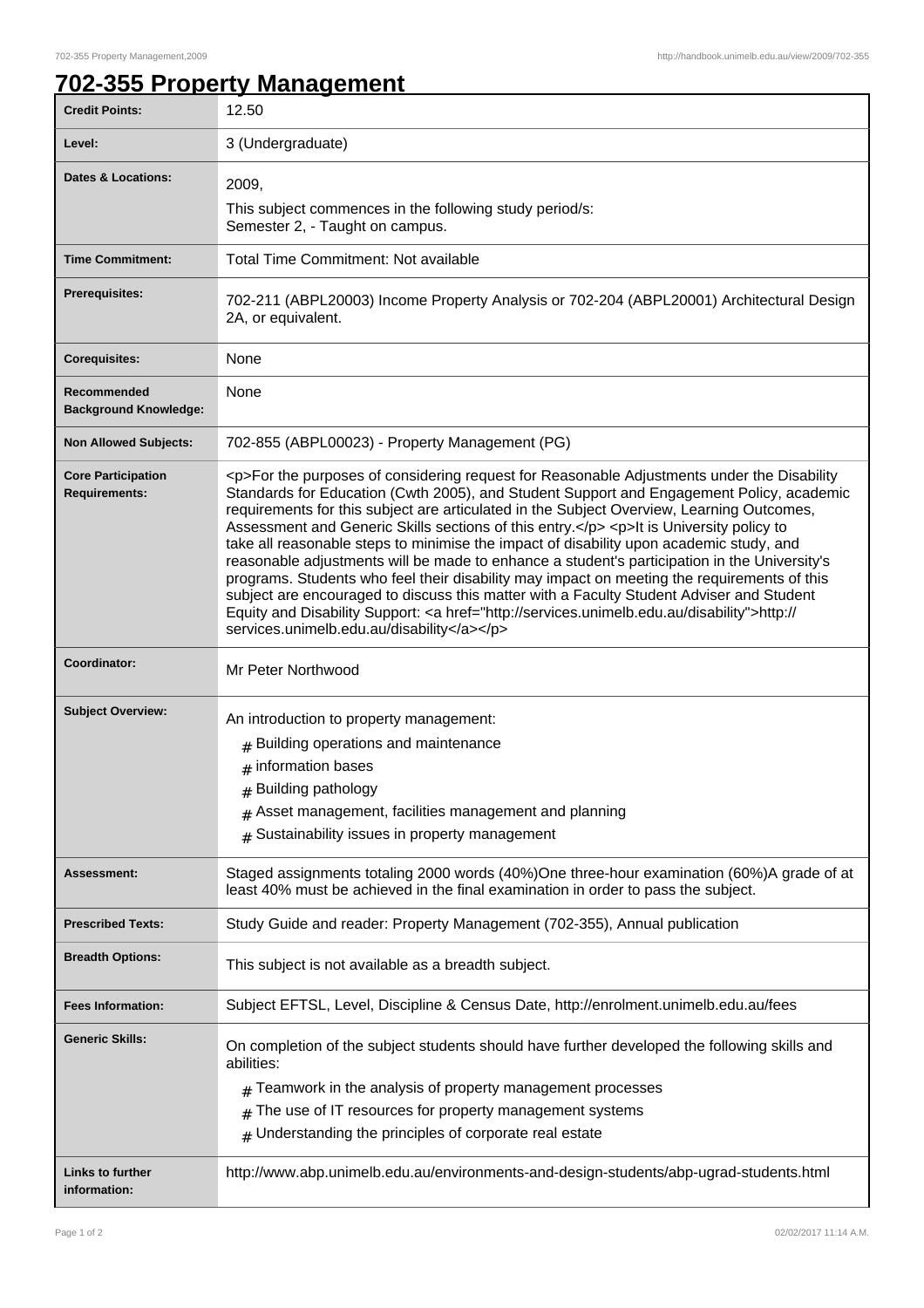# 702-355 Property Management

| | |
|---|---|
| **Credit Points:** | 12.50 |
| **Level:** | 3 (Undergraduate) |
| **Dates & Locations:** | 2009,<br>This subject commences in the following study period/s:<br>Semester 2, - Taught on campus. |
| **Time Commitment:** | Total Time Commitment: Not available |
| **Prerequisites:** | 702-211 (ABPL20003) Income Property Analysis or 702-204 (ABPL20001) Architectural Design 2A, or equivalent. |
| **Corequisites:** | None |
| **Recommended Background Knowledge:** | None |
| **Non Allowed Subjects:** | 702-855 (ABPL00023) - Property Management (PG) |
| **Core Participation Requirements:** | <p>For the purposes of considering request for Reasonable Adjustments under the Disability Standards for Education (Cwth 2005), and Student Support and Engagement Policy, academic requirements for this subject are articulated in the Subject Overview, Learning Outcomes, Assessment and Generic Skills sections of this entry.</p> <p>It is University policy to take all reasonable steps to minimise the impact of disability upon academic study, and reasonable adjustments will be made to enhance a student's participation in the University's programs. Students who feel their disability may impact on meeting the requirements of this subject are encouraged to discuss this matter with a Faculty Student Adviser and Student Equity and Disability Support: <a href="http://services.unimelb.edu.au/disability">http://services.unimelb.edu.au/disability</a></p> |
| **Coordinator:** | Mr Peter Northwood |
| **Subject Overview:** | An introduction to property management:<br># Building operations and maintenance<br># information bases<br># Building pathology<br># Asset management, facilities management and planning<br># Sustainability issues in property management |
| **Assessment:** | Staged assignments totaling 2000 words (40%)One three-hour examination (60%)A grade of at least 40% must be achieved in the final examination in order to pass the subject. |
| **Prescribed Texts:** | Study Guide and reader: Property Management (702-355), Annual publication |
| **Breadth Options:** | This subject is not available as a breadth subject. |
| **Fees Information:** | Subject EFTSL, Level, Discipline & Census Date, http://enrolment.unimelb.edu.au/fees |
| **Generic Skills:** | On completion of the subject students should have further developed the following skills and abilities:<br># Teamwork in the analysis of property management processes<br># The use of IT resources for property management systems<br># Understanding the principles of corporate real estate |
| **Links to further information:** | http://www.abp.unimelb.edu.au/environments-and-design-students/abp-ugrad-students.html |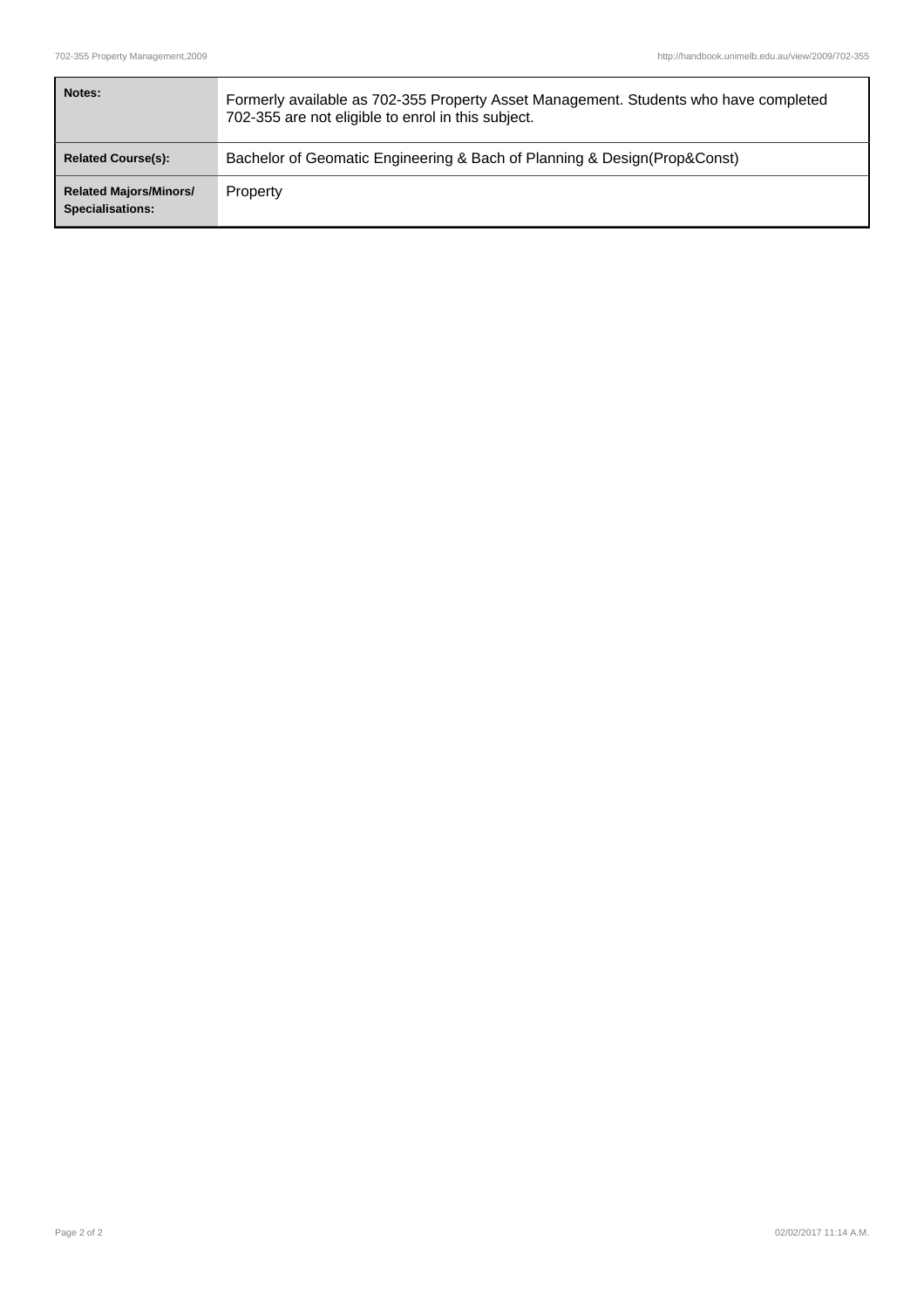| | |
|---|---|
| **Notes:** | Formerly available as 702-355 Property Asset Management. Students who have completed 702-355 are not eligible to enrol in this subject. |
| **Related Course(s):** | Bachelor of Geomatic Engineering & Bach of Planning & Design(Prop&Const) |
| **Related Majors/Minors/ Specialisations:** | Property |